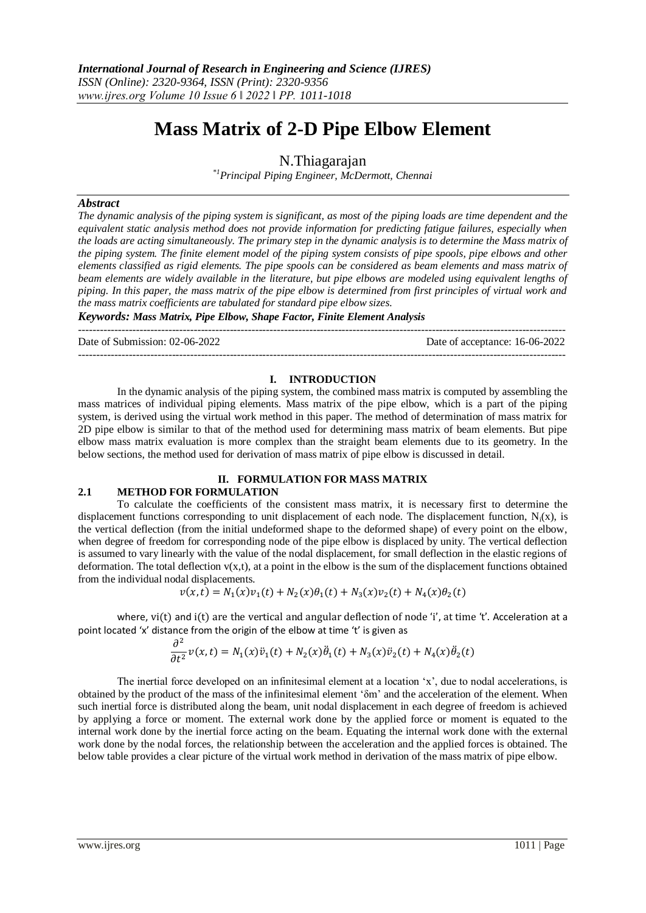# Mass Matrix of 2-D Pipe Elbow Element

N.Thiagarajan

[*1]Principal Piping Engineer, McDermott, Chennai

### *Abstract*

*The dynamic analysis of the piping system is significant, as most of the piping loads are time dependent and the equivalent static analysis method does not provide information for predicting fatigue failures, especially when the loads are acting simultaneously. The primary step in the dynamic analysis is to determine the Mass matrix of the piping system. The finite element model of the piping system consists of pipe spools, pipe elbows and other elements classified as rigid elements. The pipe spools can be considered as beam elements and mass matrix of beam elements are widely available in the literature, but pipe elbows are modeled using equivalent lengths of piping. In this paper, the mass matrix of the pipe elbow is determined from first principles of virtual work and the mass matrix coefficients are tabulated for standard pipe elbow sizes.*

***Keywords: Mass Matrix, Pipe Elbow, Shape Factor, Finite Element Analysis***

---

Date of Submission: 02-06-2022 Date of acceptance: 16-06-2022

---

## I. INTRODUCTION

In the dynamic analysis of the piping system, the combined mass matrix is computed by assembling the mass matrices of individual piping elements. Mass matrix of the pipe elbow, which is a part of the piping system, is derived using the virtual work method in this paper. The method of determination of mass matrix for 2D pipe elbow is similar to that of the method used for determining mass matrix of beam elements. But pipe elbow mass matrix evaluation is more complex than the straight beam elements due to its geometry. In the below sections, the method used for derivation of mass matrix of pipe elbow is discussed in detail.

## II. FORMULATION FOR MASS MATRIX

### 2.1 METHOD FOR FORMULATION

To calculate the coefficients of the consistent mass matrix, it is necessary first to determine the displacement functions corresponding to unit displacement of each node. The displacement function, $N_i(x)$, is the vertical deflection (from the initial undeformed shape to the deformed shape) of every point on the elbow, when degree of freedom for corresponding node of the pipe elbow is displaced by unity. The vertical deflection is assumed to vary linearly with the value of the nodal displacement, for small deflection in the elastic regions of deformation. The total deflection $v(x,t)$, at a point in the elbow is the sum of the displacement functions obtained from the individual nodal displacements.

$$v(x,t) = N_1(x)v_1(t) + N_2(x)\theta_1(t) + N_3(x)v_2(t) + N_4(x)\theta_2(t)$$

where, vi(t) and i(t) are the vertical and angular deflection of node 'i', at time 't'. Acceleration at a point located 'x' distance from the origin of the elbow at time 't' is given as

$$\frac{\partial^2}{\partial t^2}v(x,t) = N_1(x)\ddot{v}_1(t) + N_2(x)\ddot{\theta}_1(t) + N_3(x)\ddot{v}_2(t) + N_4(x)\ddot{\theta}_2(t)$$

The inertial force developed on an infinitesimal element at a location 'x', due to nodal accelerations, is obtained by the product of the mass of the infinitesimal element 'δm' and the acceleration of the element. When such inertial force is distributed along the beam, unit nodal displacement in each degree of freedom is achieved by applying a force or moment. The external work done by the applied force or moment is equated to the internal work done by the inertial force acting on the beam. Equating the internal work done with the external work done by the nodal forces, the relationship between the acceleration and the applied forces is obtained. The below table provides a clear picture of the virtual work method in derivation of the mass matrix of pipe elbow.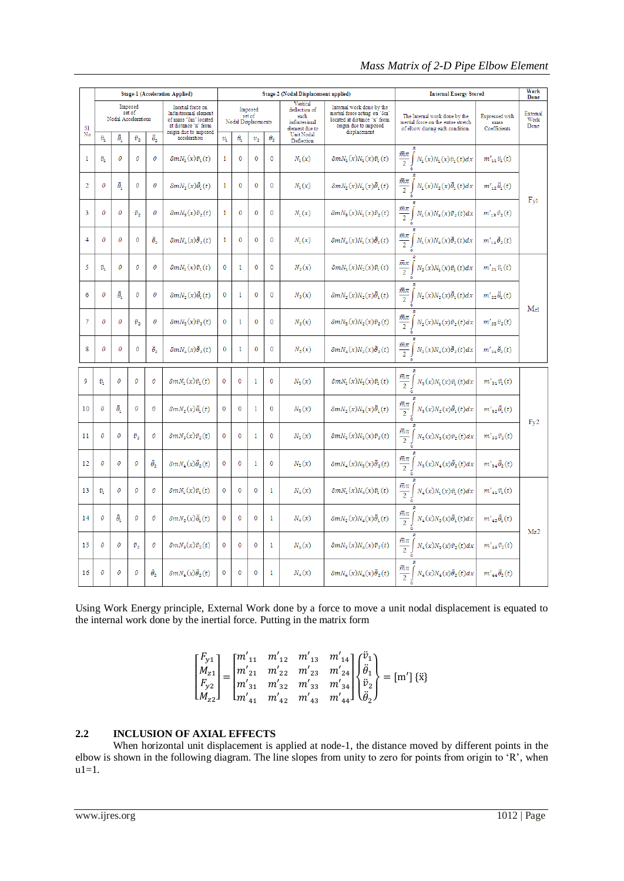| Sl. No | Stage-1 (Acceleration Applied) | | | | | Stage-2 (Nodal Displacement applied) | | | | | | Internal Energy Stored | | Work Done |
|---|---|---|---|---|---|---|---|---|---|---|---|---|---|---|
| | Imposed set of Nodal Accelerations | | | | Internal force on Infinitesimal element of mass 'δm' located at distance 'x' from origin due to imposed acceleration | Imposed set of Nodal Displacements | | | | Vertical deflection of each infinitesimal element due to Unit Nodal Deflection | Internal work done by the inertial force acting on 'δm' located at distance 'x' from origin due to imposed displacement | The Internal work done by the inertial force on the entire stretch of elbow during each condition | Expressed with mass Coefficients | External Work Done |
| | $\ddot{v}_1$ | $\ddot{\theta}_1$ | $\ddot{v}_2$ | $\ddot{\theta}_2$ | | $v_1$ | $\theta_1$ | $v_2$ | $\theta_2$ | | | | | |
| 1 | $\ddot{v}_1$ | 0 | 0 | 0 | $\delta m N_1(x)\ddot{v}_1(t)$ | 1 | 0 | 0 | 0 | $N_1(x)$ | $\delta m N_1(x)N_1(x)\ddot{v}_1(t)$ | $\frac{\bar{m}\pi}{2}\int_0^R N_1(x)N_1(x)\ddot{v}_1(t)dx$ | $m'_{11}\ddot{v}_1(t)$ | $F_{y1}$ |
| 2 | 0 | $\ddot{\theta}_1$ | 0 | 0 | $\delta m N_2(x)\ddot{\theta}_1(t)$ | 1 | 0 | 0 | 0 | $N_1(x)$ | $\delta m N_2(x)N_1(x)\ddot{\theta}_1(t)$ | $\frac{\bar{m}\pi}{2}\int_0^R N_1(x)N_2(x)\ddot{\theta}_1(t)dx$ | $m'_{12}\ddot{\theta}_1(t)$ | |
| 3 | 0 | 0 | $\ddot{v}_2$ | 0 | $\delta m N_3(x)\ddot{v}_2(t)$ | 1 | 0 | 0 | 0 | $N_1(x)$ | $\delta m N_3(x)N_1(x)\ddot{v}_2(t)$ | $\frac{\bar{m}\pi}{2}\int_0^R N_1(x)N_3(x)\ddot{v}_2(t)dx$ | $m'_{13}\ddot{v}_2(t)$ | |
| 4 | 0 | 0 | 0 | $\ddot{\theta}_2$ | $\delta m N_4(x)\ddot{\theta}_2(t)$ | 1 | 0 | 0 | 0 | $N_1(x)$ | $\delta m N_4(x)N_1(x)\ddot{\theta}_2(t)$ | $\frac{\bar{m}\pi}{2}\int_0^R N_1(x)N_4(x)\ddot{\theta}_2(t)dx$ | $m'_{14}\ddot{\theta}_2(t)$ | |
| 5 | $\ddot{v}_1$ | 0 | 0 | 0 | $\delta m N_1(x)\ddot{v}_1(t)$ | 0 | 1 | 0 | 0 | $N_2(x)$ | $\delta m N_1(x)N_2(x)\ddot{v}_1(t)$ | $\frac{\bar{m}\pi}{2}\int_0^R N_2(x)N_1(x)\ddot{v}_1(t)dx$ | $m'_{21}\ddot{v}_1(t)$ | $M_{z1}$ |
| 6 | 0 | $\ddot{\theta}_1$ | 0 | 0 | $\delta m N_2(x)\ddot{\theta}_1(t)$ | 0 | 1 | 0 | 0 | $N_2(x)$ | $\delta m N_2(x)N_2(x)\ddot{\theta}_1(t)$ | $\frac{\bar{m}\pi}{2}\int_0^R N_2(x)N_2(x)\ddot{\theta}_1(t)dx$ | $m'_{22}\ddot{\theta}_1(t)$ | |
| 7 | 0 | 0 | $\ddot{v}_2$ | 0 | $\delta m N_3(x)\ddot{v}_2(t)$ | 0 | 1 | 0 | 0 | $N_2(x)$ | $\delta m N_3(x)N_2(x)\ddot{v}_2(t)$ | $\frac{\bar{m}\pi}{2}\int_0^R N_2(x)N_3(x)\ddot{v}_2(t)dx$ | $m'_{23}\ddot{v}_2(t)$ | |
| 8 | 0 | 0 | 0 | $\ddot{\theta}_2$ | $\delta m N_4(x)\ddot{\theta}_2(t)$ | 0 | 1 | 0 | 0 | $N_2(x)$ | $\delta m N_4(x)N_2(x)\ddot{\theta}_2(t)$ | $\frac{\bar{m}\pi}{2}\int_0^R N_2(x)N_4(x)\ddot{\theta}_2(t)dx$ | $m'_{24}\ddot{\theta}_2(t)$ | |
| 9 | $\ddot{v}_1$ | 0 | 0 | 0 | $\delta m N_1(x)\ddot{v}_1(t)$ | 0 | 0 | 1 | 0 | $N_3(x)$ | $\delta m N_1(x)N_3(x)\ddot{v}_1(t)$ | $\frac{\bar{m}\pi}{2}\int_0^R N_3(x)N_1(x)\ddot{v}_1(t)dx$ | $m'_{31}\ddot{v}_1(t)$ | $F_{y2}$ |
| 10 | 0 | $\ddot{\theta}_1$ | 0 | 0 | $\delta m N_2(x)\ddot{\theta}_1(t)$ | 0 | 0 | 1 | 0 | $N_3(x)$ | $\delta m N_2(x)N_3(x)\ddot{\theta}_1(t)$ | $\frac{\bar{m}\pi}{2}\int_0^R N_3(x)N_2(x)\ddot{\theta}_1(t)dx$ | $m'_{32}\ddot{\theta}_1(t)$ | |
| 11 | 0 | 0 | $\ddot{v}_2$ | 0 | $\delta m N_3(x)\ddot{v}_2(t)$ | 0 | 0 | 1 | 0 | $N_3(x)$ | $\delta m N_3(x)N_3(x)\ddot{v}_2(t)$ | $\frac{\bar{m}\pi}{2}\int_0^R N_3(x)N_3(x)\ddot{v}_2(t)dx$ | $m'_{33}\ddot{v}_2(t)$ | |
| 12 | 0 | 0 | 0 | $\ddot{\theta}_2$ | $\delta m N_4(x)\ddot{\theta}_2(t)$ | 0 | 0 | 1 | 0 | $N_3(x)$ | $\delta m N_4(x)N_3(x)\ddot{\theta}_2(t)$ | $\frac{\bar{m}\pi}{2}\int_0^R N_3(x)N_4(x)\ddot{\theta}_2(t)dx$ | $m'_{34}\ddot{\theta}_2(t)$ | |
| 13 | $\ddot{v}_1$ | 0 | 0 | 0 | $\delta m N_1(x)\ddot{v}_1(t)$ | 0 | 0 | 0 | 1 | $N_4(x)$ | $\delta m N_1(x)N_4(x)\ddot{v}_1(t)$ | $\frac{\bar{m}\pi}{2}\int_0^R N_4(x)N_1(x)\ddot{v}_1(t)dx$ | $m'_{41}\ddot{v}_1(t)$ | $M_{z2}$ |
| 14 | 0 | $\ddot{\theta}_1$ | 0 | 0 | $\delta m N_2(x)\ddot{\theta}_1(t)$ | 0 | 0 | 0 | 1 | $N_4(x)$ | $\delta m N_2(x)N_4(x)\ddot{\theta}_1(t)$ | $\frac{\bar{m}\pi}{2}\int_0^R N_4(x)N_2(x)\ddot{\theta}_1(t)dx$ | $m'_{42}\ddot{\theta}_1(t)$ | |
| 15 | 0 | 0 | $\ddot{v}_2$ | 0 | $\delta m N_3(x)\ddot{v}_2(t)$ | 0 | 0 | 0 | 1 | $N_4(x)$ | $\delta m N_3(x)N_4(x)\ddot{v}_2(t)$ | $\frac{\bar{m}\pi}{2}\int_0^R N_4(x)N_3(x)\ddot{v}_2(t)dx$ | $m'_{43}\ddot{v}_2(t)$ | |
| 16 | 0 | 0 | 0 | $\ddot{\theta}_2$ | $\delta m N_4(x)\ddot{\theta}_2(t)$ | 0 | 0 | 0 | 1 | $N_4(x)$ | $\delta m N_4(x)N_4(x)\ddot{\theta}_2(t)$ | $\frac{\bar{m}\pi}{2}\int_0^R N_4(x)N_4(x)\ddot{\theta}_2(t)dx$ | $m'_{44}\ddot{\theta}_2(t)$ | |

Using Work Energy principle, External Work done by a force to move a unit nodal displacement is equated to the internal work done by the inertial force. Putting in the matrix form

$$\begin{bmatrix} F_{y1} \\ M_{z1} \\ F_{y2} \\ M_{z2} \end{bmatrix} = \begin{bmatrix} m'_{11} & m'_{12} & m'_{13} & m'_{14} \\ m'_{21} & m'_{22} & m'_{23} & m'_{24} \\ m'_{31} & m'_{32} & m'_{33} & m'_{34} \\ m'_{41} & m'_{42} & m'_{43} & m'_{44} \end{bmatrix} \begin{Bmatrix} \ddot{v}_1 \\ \ddot{\theta}_1 \\ \ddot{v}_2 \\ \ddot{\theta}_2 \end{Bmatrix} = [m'] \{\ddot{x}\}$$

## 2.2 INCLUSION OF AXIAL EFFECTS

When horizontal unit displacement is applied at node-1, the distance moved by different points in the elbow is shown in the following diagram. The line slopes from unity to zero for points from origin to 'R', when u1=1.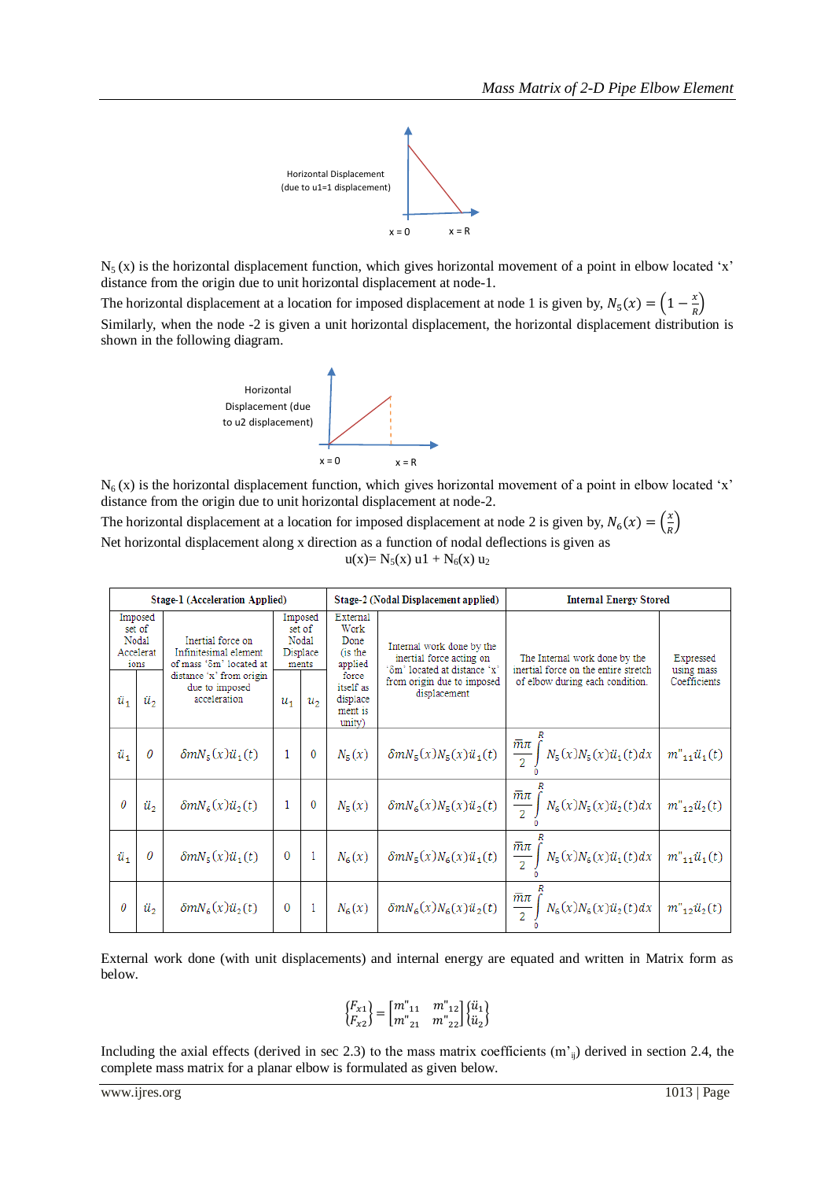Horizontal Displacement (due to u1=1 displacement)

x = 0 x = R

$N_5$ (x) is the horizontal displacement function, which gives horizontal movement of a point in elbow located 'x' distance from the origin due to unit horizontal displacement at node-1.

The horizontal displacement at a location for imposed displacement at node 1 is given by, $N_5(x) = \left(1 - \frac{x}{R}\right)$

Similarly, when the node -2 is given a unit horizontal displacement, the horizontal displacement distribution is shown in the following diagram.

Horizontal Displacement (due to u2 displacement)

x = 0 x = R

$N_6$ (x) is the horizontal displacement function, which gives horizontal movement of a point in elbow located 'x' distance from the origin due to unit horizontal displacement at node-2.

The horizontal displacement at a location for imposed displacement at node 2 is given by, $N_6(x) = \left(\frac{x}{R}\right)$

Net horizontal displacement along x direction as a function of nodal deflections is given as

$$u(x) = N_5(x)\, u1 + N_6(x)\, u_2$$

| Stage-1 (Acceleration Applied) | | | Stage-2 (Nodal Displacement applied) | | | | Internal Energy Stored | |
|---|---|---|---|---|---|---|---|---|
| Imposed set of Nodal Accelerations | | Inertial force on Infinitesimal element of mass 'δm' located at distance 'x' from origin due to imposed acceleration | Imposed set of Nodal Displacements | | External Work Done (is the applied force itself as displacement is unity) | Internal work done by the inertial force acting on 'δm' located at distance 'x' from origin due to imposed displacement | The Internal work done by the inertial force on the entire stretch of elbow during each condition. | Expressed using mass Coefficients |
| $\ddot{u}_1$ | $\ddot{u}_2$ | | $u_1$ | $u_2$ | | | | |
| $\ddot{u}_1$ | 0 | $\delta m N_5(x)\ddot{u}_1(t)$ | 1 | 0 | $N_5(x)$ | $\delta m N_5(x) N_5(x) \ddot{u}_1(t)$ | $\frac{\bar{m}\pi}{2}\int_0^R N_5(x)N_5(x)\ddot{u}_1(t)dx$ | $m''_{11}\ddot{u}_1(t)$ |
| 0 | $\ddot{u}_2$ | $\delta m N_6(x)\ddot{u}_2(t)$ | 1 | 0 | $N_5(x)$ | $\delta m N_6(x) N_5(x) \ddot{u}_2(t)$ | $\frac{\bar{m}\pi}{2}\int_0^R N_6(x)N_5(x)\ddot{u}_2(t)dx$ | $m''_{12}\ddot{u}_2(t)$ |
| $\ddot{u}_1$ | 0 | $\delta m N_5(x)\ddot{u}_1(t)$ | 0 | 1 | $N_6(x)$ | $\delta m N_5(x) N_6(x) \ddot{u}_1(t)$ | $\frac{\bar{m}\pi}{2}\int_0^R N_5(x)N_6(x)\ddot{u}_1(t)dx$ | $m''_{11}\ddot{u}_1(t)$ |
| 0 | $\ddot{u}_2$ | $\delta m N_6(x)\ddot{u}_2(t)$ | 0 | 1 | $N_6(x)$ | $\delta m N_6(x) N_6(x) \ddot{u}_2(t)$ | $\frac{\bar{m}\pi}{2}\int_0^R N_6(x)N_6(x)\ddot{u}_2(t)dx$ | $m''_{12}\ddot{u}_2(t)$ |

External work done (with unit displacements) and internal energy are equated and written in Matrix form as below.

$$\begin{Bmatrix} F_{x1} \\ F_{x2} \end{Bmatrix} = \begin{bmatrix} m''_{11} & m''_{12} \\ m''_{21} & m''_{22} \end{bmatrix} \begin{Bmatrix} \ddot{u}_1 \\ \ddot{u}_2 \end{Bmatrix}$$

Including the axial effects (derived in sec 2.3) to the mass matrix coefficients ($m'_{ij}$) derived in section 2.4, the complete mass matrix for a planar elbow is formulated as given below.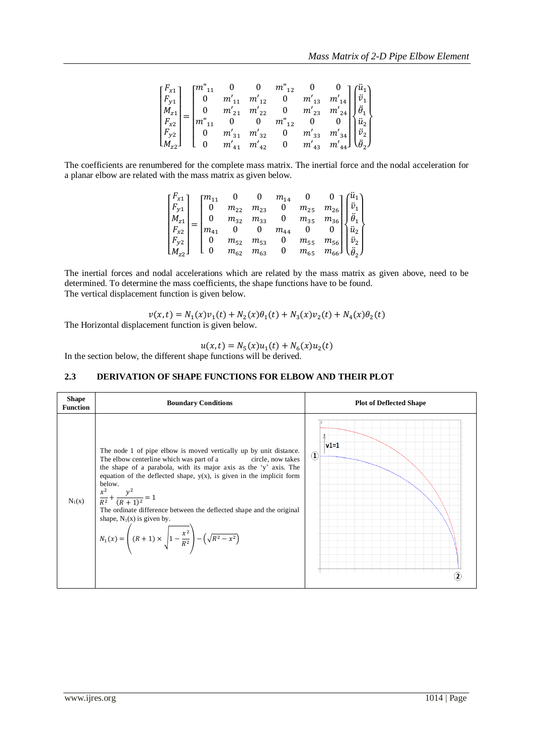$$
\begin{bmatrix} F_{x1} \\ F_{y1} \\ M_{z1} \\ F_{x2} \\ F_{y2} \\ M_{z2} \end{bmatrix} = \begin{bmatrix} m"_{11} & 0 & 0 & m"_{12} & 0 & 0 \\ 0 & m'_{11} & m'_{12} & 0 & m'_{13} & m'_{14} \\ 0 & m'_{21} & m'_{22} & 0 & m'_{23} & m'_{24} \\ m"_{11} & 0 & 0 & m"_{12} & 0 & 0 \\ 0 & m'_{31} & m'_{32} & 0 & m'_{33} & m'_{34} \\ 0 & m'_{41} & m'_{42} & 0 & m'_{43} & m'_{44} \end{bmatrix} \begin{Bmatrix} \ddot{u}_1 \\ \ddot{v}_1 \\ \ddot{\theta}_1 \\ \ddot{u}_2 \\ \ddot{v}_2 \\ \ddot{\theta}_2 \end{Bmatrix}
$$

The coefficients are renumbered for the complete mass matrix. The inertial force and the nodal acceleration for a planar elbow are related with the mass matrix as given below.

$$
\begin{bmatrix} F_{x1} \\ F_{y1} \\ M_{z1} \\ F_{x2} \\ F_{y2} \\ M_{z2} \end{bmatrix} = \begin{bmatrix} m_{11} & 0 & 0 & m_{14} & 0 & 0 \\ 0 & m_{22} & m_{23} & 0 & m_{25} & m_{26} \\ 0 & m_{32} & m_{33} & 0 & m_{35} & m_{36} \\ m_{41} & 0 & 0 & m_{44} & 0 & 0 \\ 0 & m_{52} & m_{53} & 0 & m_{55} & m_{56} \\ 0 & m_{62} & m_{63} & 0 & m_{65} & m_{66} \end{bmatrix} \begin{Bmatrix} \ddot{u}_1 \\ \ddot{v}_1 \\ \ddot{\theta}_1 \\ \ddot{u}_2 \\ \ddot{v}_2 \\ \ddot{\theta}_2 \end{Bmatrix}
$$

The inertial forces and nodal accelerations which are related by the mass matrix as given above, need to be determined. To determine the mass coefficients, the shape functions have to be found.
The vertical displacement function is given below.

$$v(x,t) = N_1(x)v_1(t) + N_2(x)\theta_1(t) + N_3(x)v_2(t) + N_4(x)\theta_2(t)$$

The Horizontal displacement function is given below.

$$u(x,t) = N_5(x)u_1(t) + N_6(x)u_2(t)$$

In the section below, the different shape functions will be derived.

### 2.3 DERIVATION OF SHAPE FUNCTIONS FOR ELBOW AND THEIR PLOT

| Shape Function | Boundary Conditions | Plot of Deflected Shape |
|---|---|---|
| $N_1(x)$ | The node 1 of pipe elbow is moved vertically up by unit distance. The elbow centerline which was part of a circle, now takes the shape of a parabola, with its major axis as the 'y' axis. The equation of the deflected shape, y(x), is given in the implicit form below. $\frac{x^2}{R^2} + \frac{y^2}{(R+1)^2} = 1$ The ordinate difference between the deflected shape and the original shape, $N_1(x)$ is given by. $N_1(x) = \left( (R+1) \times \sqrt{1 - \frac{x^2}{R^2}} \right) - \left( \sqrt{R^2 - x^2} \right)$ | y v1=1 1 2 |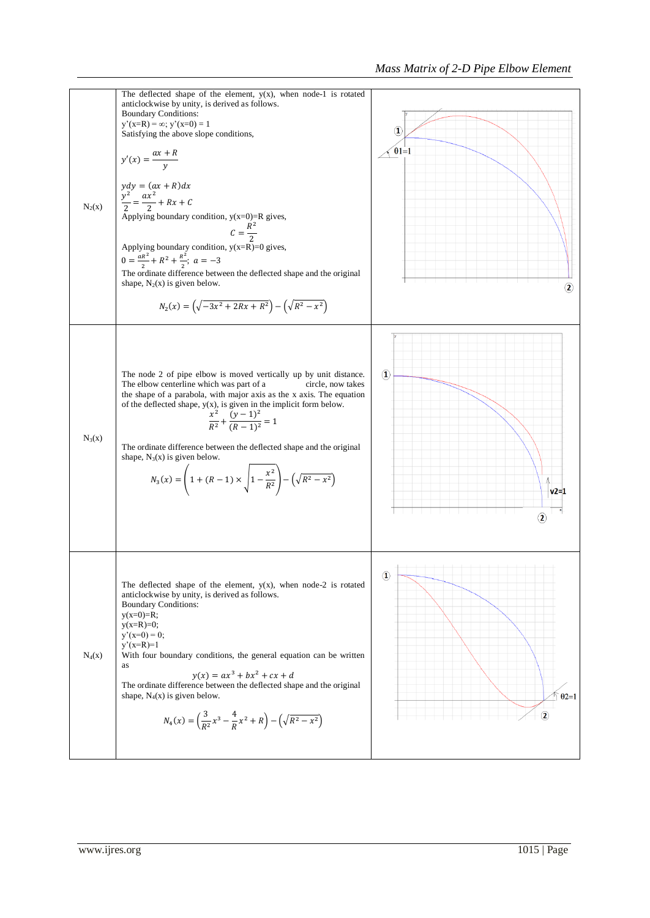| | | |
|---|---|---|
| $N_2(x)$ | The deflected shape of the element, y(x), when node-1 is rotated anticlockwise by unity, is derived as follows.<br>Boundary Conditions:<br>$y'(x{=}R) = \infty$; $y'(x{=}0) = 1$<br>Satisfying the above slope conditions,<br>$$y'(x) = \frac{ax + R}{y}$$<br>$$ydy = (ax + R)dx$$<br>$$\frac{y^2}{2} = \frac{ax^2}{2} + Rx + C$$<br>Applying boundary condition, y(x=0)=R gives,<br>$$C = \frac{R^2}{2}$$<br>Applying boundary condition, y(x=R)=0 gives,<br>$$0 = \frac{aR^2}{2} + R^2 + \frac{R^2}{2};\ a = -3$$<br>The ordinate difference between the deflected shape and the original shape, $N_2(x)$ is given below.<br>$$N_2(x) = \left(\sqrt{-3x^2 + 2Rx + R^2}\right) - \left(\sqrt{R^2 - x^2}\right)$$ | 1<br>θ1=1<br>2 |
| $N_3(x)$ | The node 2 of pipe elbow is moved vertically up by unit distance. The elbow centerline which was part of a circle, now takes the shape of a parabola, with major axis as the x axis. The equation of the deflected shape, y(x), is given in the implicit form below.<br>$$\frac{x^2}{R^2} + \frac{(y-1)^2}{(R-1)^2} = 1$$<br>The ordinate difference between the deflected shape and the original shape, $N_3(x)$ is given below.<br>$$N_3(x) = \left(1 + (R-1) \times \sqrt{1 - \frac{x^2}{R^2}}\right) - \left(\sqrt{R^2 - x^2}\right)$$ | 1<br>v2=1<br>2 |
| $N_4(x)$ | The deflected shape of the element, y(x), when node-2 is rotated anticlockwise by unity, is derived as follows.<br>Boundary Conditions:<br>y(x=0)=R;<br>y(x=R)=0;<br>$y'(x{=}0) = 0$;<br>$y'(x{=}R)=1$<br>With four boundary conditions, the general equation can be written as<br>$$y(x) = ax^3 + bx^2 + cx + d$$<br>The ordinate difference between the deflected shape and the original shape, $N_4(x)$ is given below.<br>$$N_4(x) = \left(\frac{3}{R^2}x^3 - \frac{4}{R}x^2 + R\right) - \left(\sqrt{R^2 - x^2}\right)$$ | 1<br>θ2=1<br>2 |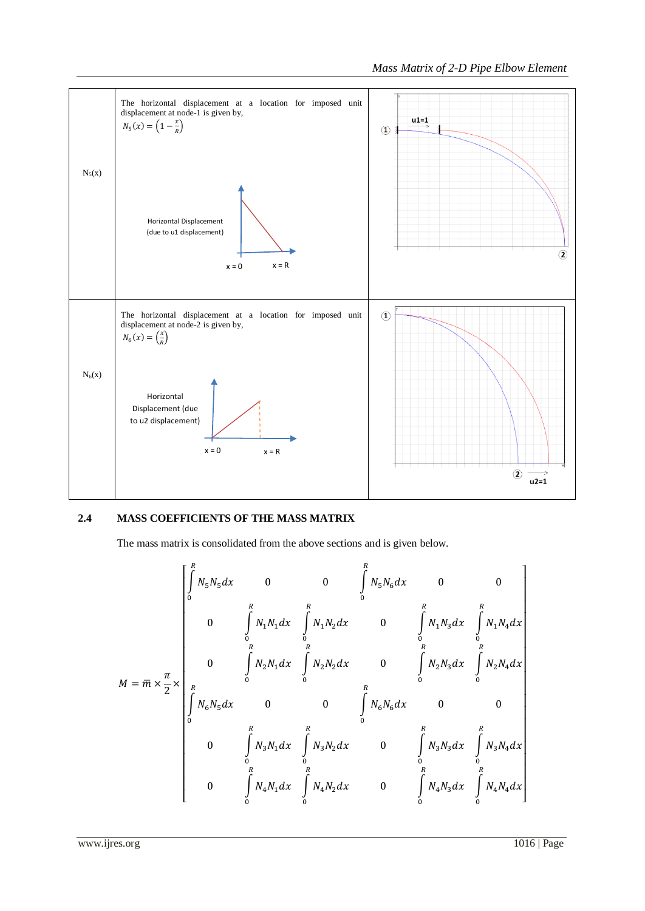| | | |
|---|---|---|
| $N_5(x)$ | The horizontal displacement at a location for imposed unit displacement at node-1 is given by, $N_5(x) = \left(1 - \frac{x}{R}\right)$<br><br>Horizontal Displacement (due to u1 displacement)<br>x = 0 x = R | ① u1=1 ② |
| $N_6(x)$ | The horizontal displacement at a location for imposed unit displacement at node-2 is given by, $N_6(x) = \left(\frac{x}{R}\right)$<br><br>Horizontal Displacement (due to u2 displacement)<br>x = 0 x = R | ① ② u2=1 |

## 2.4 MASS COEFFICIENTS OF THE MASS MATRIX

The mass matrix is consolidated from the above sections and is given below.

$$
M = \bar{m} \times \frac{\pi}{2} \times \begin{bmatrix}
\int_0^R N_5 N_5 dx & 0 & 0 & \int_0^R N_5 N_6 dx & 0 & 0 \\
0 & \int_0^R N_1 N_1 dx & \int_0^R N_1 N_2 dx & 0 & \int_0^R N_1 N_3 dx & \int_0^R N_1 N_4 dx \\
0 & \int_0^R N_2 N_1 dx & \int_0^R N_2 N_2 dx & 0 & \int_0^R N_2 N_3 dx & \int_0^R N_2 N_4 dx \\
\int_0^R N_6 N_5 dx & 0 & 0 & \int_0^R N_6 N_6 dx & 0 & 0 \\
0 & \int_0^R N_3 N_1 dx & \int_0^R N_3 N_2 dx & 0 & \int_0^R N_3 N_3 dx & \int_0^R N_3 N_4 dx \\
0 & \int_0^R N_4 N_1 dx & \int_0^R N_4 N_2 dx & 0 & \int_0^R N_4 N_3 dx & \int_0^R N_4 N_4 dx
\end{bmatrix}
$$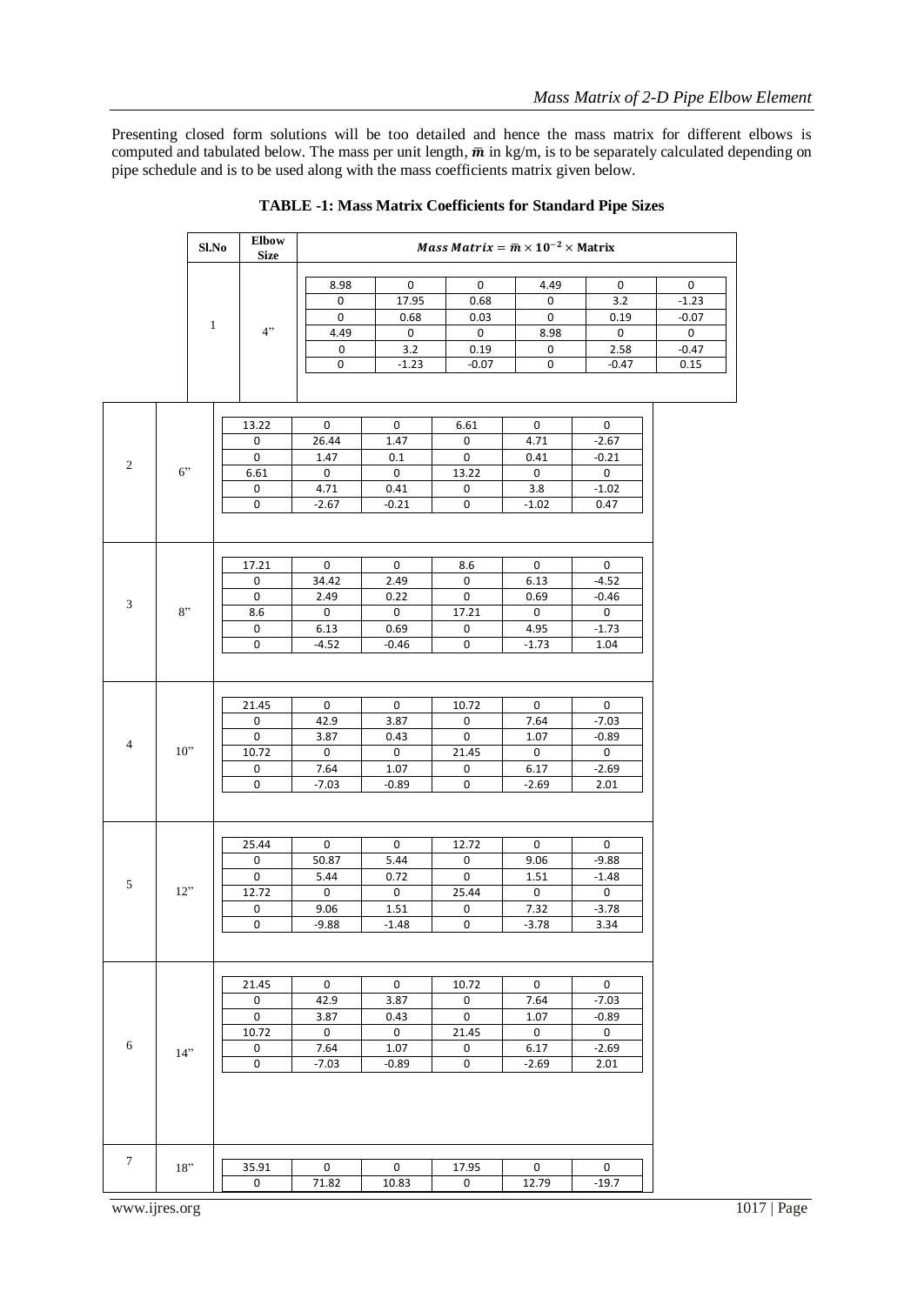Presenting closed form solutions will be too detailed and hence the mass matrix for different elbows is computed and tabulated below. The mass per unit length, $\bar{m}$ in kg/m, is to be separately calculated depending on pipe schedule and is to be used along with the mass coefficients matrix given below.

**TABLE -1: Mass Matrix Coefficients for Standard Pipe Sizes**

| Sl.No | Elbow Size | $Mass\ Matrix = \bar{m} \times 10^{-2} \times$ Matrix | | | | | |
|---|---|---|---|---|---|---|---|
| 1 | 4" | 8.98 | 0 | 0 | 4.49 | 0 | 0 |
| | | 0 | 17.95 | 0.68 | 0 | 3.2 | -1.23 |
| | | 0 | 0.68 | 0.03 | 0 | 0.19 | -0.07 |
| | | 4.49 | 0 | 0 | 8.98 | 0 | 0 |
| | | 0 | 3.2 | 0.19 | 0 | 2.58 | -0.47 |
| | | 0 | -1.23 | -0.07 | 0 | -0.47 | 0.15 |
| 2 | 6" | 13.22 | 0 | 0 | 6.61 | 0 | 0 |
| | | 0 | 26.44 | 1.47 | 0 | 4.71 | -2.67 |
| | | 0 | 1.47 | 0.1 | 0 | 0.41 | -0.21 |
| | | 6.61 | 0 | 0 | 13.22 | 0 | 0 |
| | | 0 | 4.71 | 0.41 | 0 | 3.8 | -1.02 |
| | | 0 | -2.67 | -0.21 | 0 | -1.02 | 0.47 |
| 3 | 8" | 17.21 | 0 | 0 | 8.6 | 0 | 0 |
| | | 0 | 34.42 | 2.49 | 0 | 6.13 | -4.52 |
| | | 0 | 2.49 | 0.22 | 0 | 0.69 | -0.46 |
| | | 8.6 | 0 | 0 | 17.21 | 0 | 0 |
| | | 0 | 6.13 | 0.69 | 0 | 4.95 | -1.73 |
| | | 0 | -4.52 | -0.46 | 0 | -1.73 | 1.04 |
| 4 | 10" | 21.45 | 0 | 0 | 10.72 | 0 | 0 |
| | | 0 | 42.9 | 3.87 | 0 | 7.64 | -7.03 |
| | | 0 | 3.87 | 0.43 | 0 | 1.07 | -0.89 |
| | | 10.72 | 0 | 0 | 21.45 | 0 | 0 |
| | | 0 | 7.64 | 1.07 | 0 | 6.17 | -2.69 |
| | | 0 | -7.03 | -0.89 | 0 | -2.69 | 2.01 |
| 5 | 12" | 25.44 | 0 | 0 | 12.72 | 0 | 0 |
| | | 0 | 50.87 | 5.44 | 0 | 9.06 | -9.88 |
| | | 0 | 5.44 | 0.72 | 0 | 1.51 | -1.48 |
| | | 12.72 | 0 | 0 | 25.44 | 0 | 0 |
| | | 0 | 9.06 | 1.51 | 0 | 7.32 | -3.78 |
| | | 0 | -9.88 | -1.48 | 0 | -3.78 | 3.34 |
| 6 | 14" | 21.45 | 0 | 0 | 10.72 | 0 | 0 |
| | | 0 | 42.9 | 3.87 | 0 | 7.64 | -7.03 |
| | | 0 | 3.87 | 0.43 | 0 | 1.07 | -0.89 |
| | | 10.72 | 0 | 0 | 21.45 | 0 | 0 |
| | | 0 | 7.64 | 1.07 | 0 | 6.17 | -2.69 |
| | | 0 | -7.03 | -0.89 | 0 | -2.69 | 2.01 |
| 7 | 18" | 35.91 | 0 | 0 | 17.95 | 0 | 0 |
| | | 0 | 71.82 | 10.83 | 0 | 12.79 | -19.7 |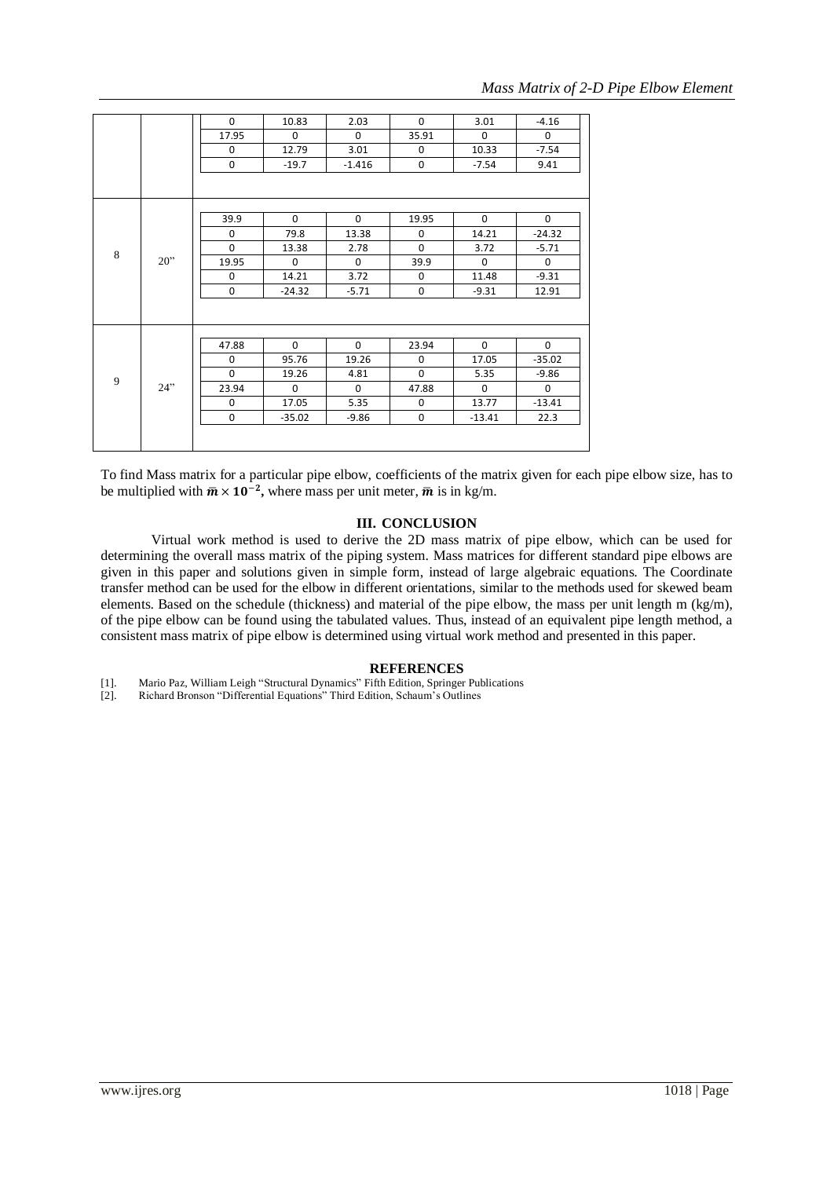| | | | | | | | |
|---|---|---|---|---|---|---|---|
| | | 0 | 10.83 | 2.03 | 0 | 3.01 | -4.16 |
| | | 17.95 | 0 | 0 | 35.91 | 0 | 0 |
| | | 0 | 12.79 | 3.01 | 0 | 10.33 | -7.54 |
| | | 0 | -19.7 | -1.416 | 0 | -7.54 | 9.41 |
| 8 | 20" | 39.9 | 0 | 0 | 19.95 | 0 | 0 |
| | | 0 | 79.8 | 13.38 | 0 | 14.21 | -24.32 |
| | | 0 | 13.38 | 2.78 | 0 | 3.72 | -5.71 |
| | | 19.95 | 0 | 0 | 39.9 | 0 | 0 |
| | | 0 | 14.21 | 3.72 | 0 | 11.48 | -9.31 |
| | | 0 | -24.32 | -5.71 | 0 | -9.31 | 12.91 |
| 9 | 24" | 47.88 | 0 | 0 | 23.94 | 0 | 0 |
| | | 0 | 95.76 | 19.26 | 0 | 17.05 | -35.02 |
| | | 0 | 19.26 | 4.81 | 0 | 5.35 | -9.86 |
| | | 23.94 | 0 | 0 | 47.88 | 0 | 0 |
| | | 0 | 17.05 | 5.35 | 0 | 13.77 | -13.41 |
| | | 0 | -35.02 | -9.86 | 0 | -13.41 | 22.3 |

To find Mass matrix for a particular pipe elbow, coefficients of the matrix given for each pipe elbow size, has to be multiplied with $\bar{m} \times 10^{-2}$, where mass per unit meter, $\bar{m}$ is in kg/m.

## III. CONCLUSION

Virtual work method is used to derive the 2D mass matrix of pipe elbow, which can be used for determining the overall mass matrix of the piping system. Mass matrices for different standard pipe elbows are given in this paper and solutions given in simple form, instead of large algebraic equations. The Coordinate transfer method can be used for the elbow in different orientations, similar to the methods used for skewed beam elements. Based on the schedule (thickness) and material of the pipe elbow, the mass per unit length m (kg/m), of the pipe elbow can be found using the tabulated values. Thus, instead of an equivalent pipe length method, a consistent mass matrix of pipe elbow is determined using virtual work method and presented in this paper.

## REFERENCES

[1]. Mario Paz, William Leigh "Structural Dynamics" Fifth Edition, Springer Publications

[2]. Richard Bronson "Differential Equations" Third Edition, Schaum's Outlines